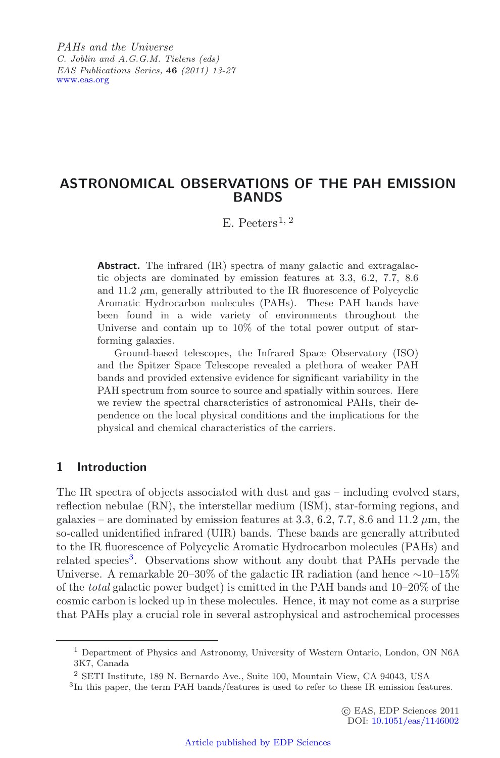*PAHs and the Universe*
*C. Joblin and A.G.G.M. Tielens (eds)*
*EAS Publications Series,* **46** *(2011) 13-27*
www.eas.org

# ASTRONOMICAL OBSERVATIONS OF THE PAH EMISSION BANDS

E. Peeters[1, 2]

**Abstract.** The infrared (IR) spectra of many galactic and extragalactic objects are dominated by emission features at 3.3, 6.2, 7.7, 8.6 and 11.2 $\mu$m, generally attributed to the IR fluorescence of Polycyclic Aromatic Hydrocarbon molecules (PAHs). These PAH bands have been found in a wide variety of environments throughout the Universe and contain up to 10% of the total power output of star-forming galaxies.

Ground-based telescopes, the Infrared Space Observatory (ISO) and the Spitzer Space Telescope revealed a plethora of weaker PAH bands and provided extensive evidence for significant variability in the PAH spectrum from source to source and spatially within sources. Here we review the spectral characteristics of astronomical PAHs, their dependence on the local physical conditions and the implications for the physical and chemical characteristics of the carriers.

## 1 Introduction

The IR spectra of objects associated with dust and gas – including evolved stars, reflection nebulae (RN), the interstellar medium (ISM), star-forming regions, and galaxies – are dominated by emission features at 3.3, 6.2, 7.7, 8.6 and 11.2 $\mu$m, the so-called unidentified infrared (UIR) bands. These bands are generally attributed to the IR fluorescence of Polycyclic Aromatic Hydrocarbon molecules (PAHs) and related species[3]. Observations show without any doubt that PAHs pervade the Universe. A remarkable 20–30% of the galactic IR radiation (and hence ~10–15% of the *total* galactic power budget) is emitted in the PAH bands and 10–20% of the cosmic carbon is locked up in these molecules. Hence, it may not come as a surprise that PAHs play a crucial role in several astrophysical and astrochemical processes

[1] Department of Physics and Astronomy, University of Western Ontario, London, ON N6A 3K7, Canada

[2] SETI Institute, 189 N. Bernardo Ave., Suite 100, Mountain View, CA 94043, USA

[3] In this paper, the term PAH bands/features is used to refer to these IR emission features.

© EAS, EDP Sciences 2011
DOI: 10.1051/eas/1146002

Article published by EDP Sciences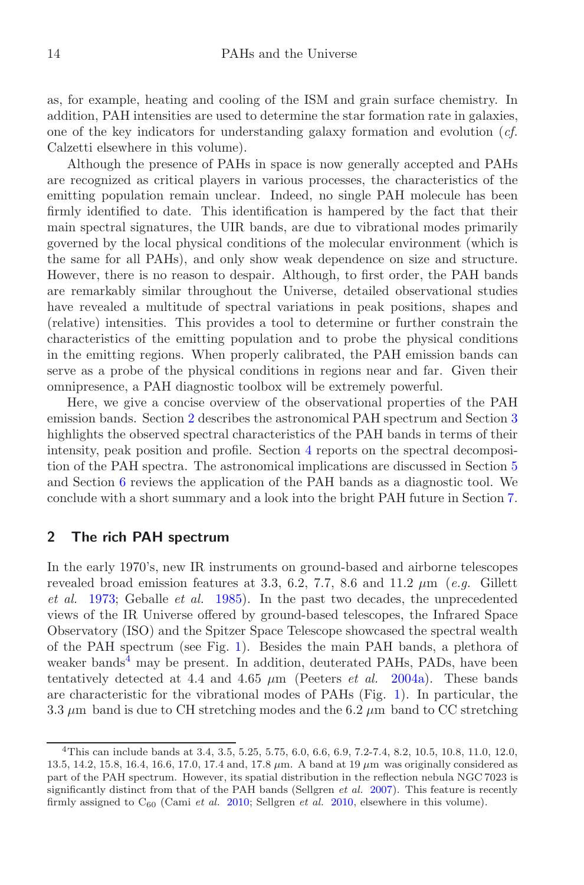as, for example, heating and cooling of the ISM and grain surface chemistry. In addition, PAH intensities are used to determine the star formation rate in galaxies, one of the key indicators for understanding galaxy formation and evolution (*cf.* Calzetti elsewhere in this volume).

Although the presence of PAHs in space is now generally accepted and PAHs are recognized as critical players in various processes, the characteristics of the emitting population remain unclear. Indeed, no single PAH molecule has been firmly identified to date. This identification is hampered by the fact that their main spectral signatures, the UIR bands, are due to vibrational modes primarily governed by the local physical conditions of the molecular environment (which is the same for all PAHs), and only show weak dependence on size and structure. However, there is no reason to despair. Although, to first order, the PAH bands are remarkably similar throughout the Universe, detailed observational studies have revealed a multitude of spectral variations in peak positions, shapes and (relative) intensities. This provides a tool to determine or further constrain the characteristics of the emitting population and to probe the physical conditions in the emitting regions. When properly calibrated, the PAH emission bands can serve as a probe of the physical conditions in regions near and far. Given their omnipresence, a PAH diagnostic toolbox will be extremely powerful.

Here, we give a concise overview of the observational properties of the PAH emission bands. Section 2 describes the astronomical PAH spectrum and Section 3 highlights the observed spectral characteristics of the PAH bands in terms of their intensity, peak position and profile. Section 4 reports on the spectral decomposition of the PAH spectra. The astronomical implications are discussed in Section 5 and Section 6 reviews the application of the PAH bands as a diagnostic tool. We conclude with a short summary and a look into the bright PAH future in Section 7.

## 2 The rich PAH spectrum

In the early 1970's, new IR instruments on ground-based and airborne telescopes revealed broad emission features at 3.3, 6.2, 7.7, 8.6 and 11.2 $\mu$m (*e.g.* Gillett *et al.* 1973; Geballe *et al.* 1985). In the past two decades, the unprecedented views of the IR Universe offered by ground-based telescopes, the Infrared Space Observatory (ISO) and the Spitzer Space Telescope showcased the spectral wealth of the PAH spectrum (see Fig. 1). Besides the main PAH bands, a plethora of weaker bands[4] may be present. In addition, deuterated PAHs, PADs, have been tentatively detected at 4.4 and 4.65 $\mu$m (Peeters *et al.* 2004a). These bands are characteristic for the vibrational modes of PAHs (Fig. 1). In particular, the 3.3 $\mu$m band is due to CH stretching modes and the 6.2 $\mu$m band to CC stretching

[4] This can include bands at 3.4, 3.5, 5.25, 5.75, 6.0, 6.6, 6.9, 7.2-7.4, 8.2, 10.5, 10.8, 11.0, 12.0, 13.5, 14.2, 15.8, 16.4, 16.6, 17.0, 17.4 and, 17.8 $\mu$m. A band at 19 $\mu$m was originally considered as part of the PAH spectrum. However, its spatial distribution in the reflection nebula NGC 7023 is significantly distinct from that of the PAH bands (Sellgren *et al.* 2007). This feature is recently firmly assigned to $C_{60}$ (Cami *et al.* 2010; Sellgren *et al.* 2010, elsewhere in this volume).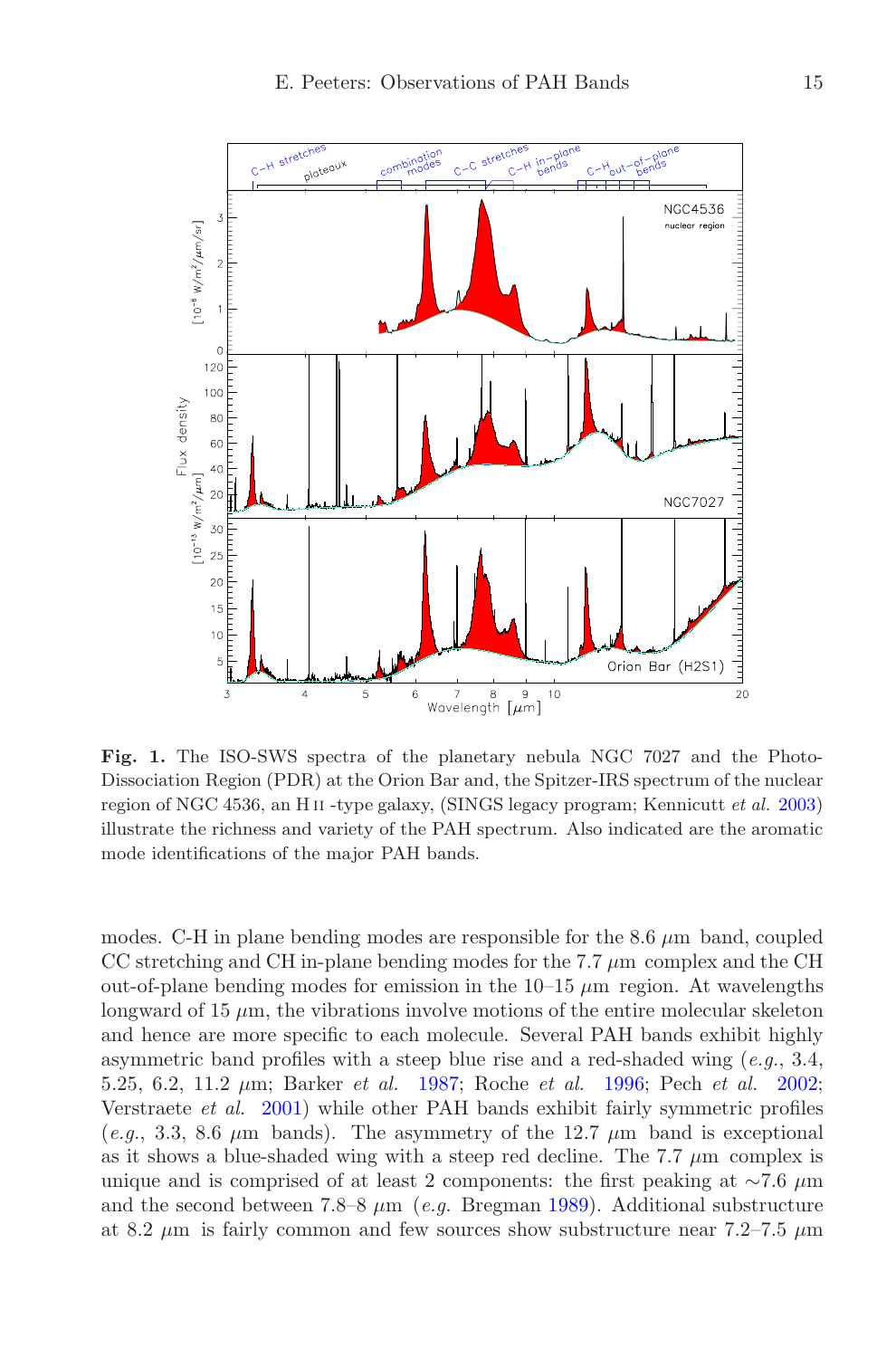**Fig. 1.** The ISO-SWS spectra of the planetary nebula NGC 7027 and the Photo-Dissociation Region (PDR) at the Orion Bar and, the Spitzer-IRS spectrum of the nuclear region of NGC 4536, an H II -type galaxy, (SINGS legacy program; Kennicutt *et al.* 2003) illustrate the richness and variety of the PAH spectrum. Also indicated are the aromatic mode identifications of the major PAH bands.

modes. C-H in plane bending modes are responsible for the 8.6 $\mu$m band, coupled CC stretching and CH in-plane bending modes for the 7.7 $\mu$m complex and the CH out-of-plane bending modes for emission in the 10–15 $\mu$m region. At wavelengths longward of 15 $\mu$m, the vibrations involve motions of the entire molecular skeleton and hence are more specific to each molecule. Several PAH bands exhibit highly asymmetric band profiles with a steep blue rise and a red-shaded wing (*e.g.*, 3.4, 5.25, 6.2, 11.2 $\mu$m; Barker *et al.* 1987; Roche *et al.* 1996; Pech *et al.* 2002; Verstraete *et al.* 2001) while other PAH bands exhibit fairly symmetric profiles (*e.g.*, 3.3, 8.6 $\mu$m bands). The asymmetry of the 12.7 $\mu$m band is exceptional as it shows a blue-shaded wing with a steep red decline. The 7.7 $\mu$m complex is unique and is comprised of at least 2 components: the first peaking at $\sim$7.6 $\mu$m and the second between 7.8–8 $\mu$m (*e.g.* Bregman 1989). Additional substructure at 8.2 $\mu$m is fairly common and few sources show substructure near 7.2–7.5 $\mu$m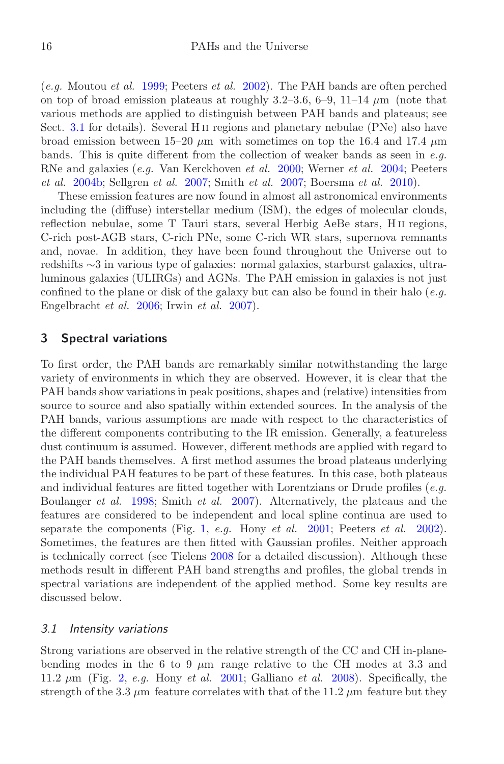(*e.g.* Moutou *et al.* 1999; Peeters *et al.* 2002). The PAH bands are often perched on top of broad emission plateaus at roughly 3.2–3.6, 6–9, 11–14 $\mu$m (note that various methods are applied to distinguish between PAH bands and plateaus; see Sect. 3.1 for details). Several H II regions and planetary nebulae (PNe) also have broad emission between 15–20 $\mu$m with sometimes on top the 16.4 and 17.4 $\mu$m bands. This is quite different from the collection of weaker bands as seen in *e.g.* RNe and galaxies (*e.g.* Van Kerckhoven *et al.* 2000; Werner *et al.* 2004; Peeters *et al.* 2004b; Sellgren *et al.* 2007; Smith *et al.* 2007; Boersma *et al.* 2010).

These emission features are now found in almost all astronomical environments including the (diffuse) interstellar medium (ISM), the edges of molecular clouds, reflection nebulae, some T Tauri stars, several Herbig AeBe stars, H II regions, C-rich post-AGB stars, C-rich PNe, some C-rich WR stars, supernova remnants and, novae. In addition, they have been found throughout the Universe out to redshifts ∼3 in various type of galaxies: normal galaxies, starburst galaxies, ultra-luminous galaxies (ULIRGs) and AGNs. The PAH emission in galaxies is not just confined to the plane or disk of the galaxy but can also be found in their halo (*e.g.* Engelbracht *et al.* 2006; Irwin *et al.* 2007).

## 3 Spectral variations

To first order, the PAH bands are remarkably similar notwithstanding the large variety of environments in which they are observed. However, it is clear that the PAH bands show variations in peak positions, shapes and (relative) intensities from source to source and also spatially within extended sources. In the analysis of the PAH bands, various assumptions are made with respect to the characteristics of the different components contributing to the IR emission. Generally, a featureless dust continuum is assumed. However, different methods are applied with regard to the PAH bands themselves. A first method assumes the broad plateaus underlying the individual PAH features to be part of these features. In this case, both plateaus and individual features are fitted together with Lorentzians or Drude profiles (*e.g.* Boulanger *et al.* 1998; Smith *et al.* 2007). Alternatively, the plateaus and the features are considered to be independent and local spline continua are used to separate the components (Fig. 1, *e.g.* Hony *et al.* 2001; Peeters *et al.* 2002). Sometimes, the features are then fitted with Gaussian profiles. Neither approach is technically correct (see Tielens 2008 for a detailed discussion). Although these methods result in different PAH band strengths and profiles, the global trends in spectral variations are independent of the applied method. Some key results are discussed below.

### 3.1 Intensity variations

Strong variations are observed in the relative strength of the CC and CH in-plane-bending modes in the 6 to 9 $\mu$m range relative to the CH modes at 3.3 and 11.2 $\mu$m (Fig. 2, *e.g.* Hony *et al.* 2001; Galliano *et al.* 2008). Specifically, the strength of the 3.3 $\mu$m feature correlates with that of the 11.2 $\mu$m feature but they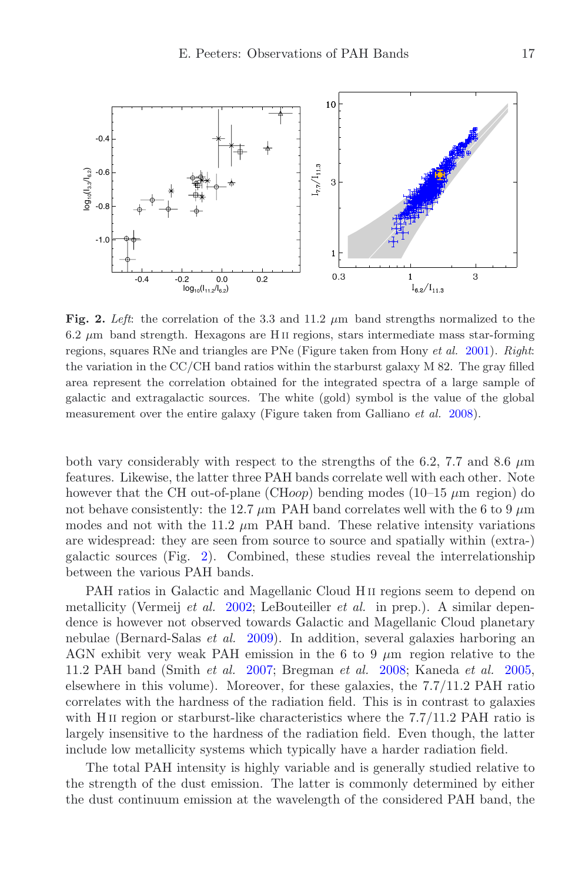**Fig. 2.** *Left*: the correlation of the 3.3 and 11.2 $\mu$m band strengths normalized to the 6.2 $\mu$m band strength. Hexagons are H II regions, stars intermediate mass star-forming regions, squares RNe and triangles are PNe (Figure taken from Hony *et al.* 2001). *Right*: the variation in the CC/CH band ratios within the starburst galaxy M 82. The gray filled area represent the correlation obtained for the integrated spectra of a large sample of galactic and extragalactic sources. The white (gold) symbol is the value of the global measurement over the entire galaxy (Figure taken from Galliano *et al.* 2008).

both vary considerably with respect to the strengths of the 6.2, 7.7 and 8.6 $\mu$m features. Likewise, the latter three PAH bands correlate well with each other. Note however that the CH out-of-plane (CH*oop*) bending modes (10–15 $\mu$m region) do not behave consistently: the 12.7 $\mu$m PAH band correlates well with the 6 to 9 $\mu$m modes and not with the 11.2 $\mu$m PAH band. These relative intensity variations are widespread: they are seen from source to source and spatially within (extra-) galactic sources (Fig. 2). Combined, these studies reveal the interrelationship between the various PAH bands.

PAH ratios in Galactic and Magellanic Cloud H II regions seem to depend on metallicity (Vermeij *et al.* 2002; LeBouteiller *et al.* in prep.). A similar dependence is however not observed towards Galactic and Magellanic Cloud planetary nebulae (Bernard-Salas *et al.* 2009). In addition, several galaxies harboring an AGN exhibit very weak PAH emission in the 6 to 9 $\mu$m region relative to the 11.2 PAH band (Smith *et al.* 2007; Bregman *et al.* 2008; Kaneda *et al.* 2005, elsewhere in this volume). Moreover, for these galaxies, the 7.7/11.2 PAH ratio correlates with the hardness of the radiation field. This is in contrast to galaxies with H II region or starburst-like characteristics where the 7.7/11.2 PAH ratio is largely insensitive to the hardness of the radiation field. Even though, the latter include low metallicity systems which typically have a harder radiation field.

The total PAH intensity is highly variable and is generally studied relative to the strength of the dust emission. The latter is commonly determined by either the dust continuum emission at the wavelength of the considered PAH band, the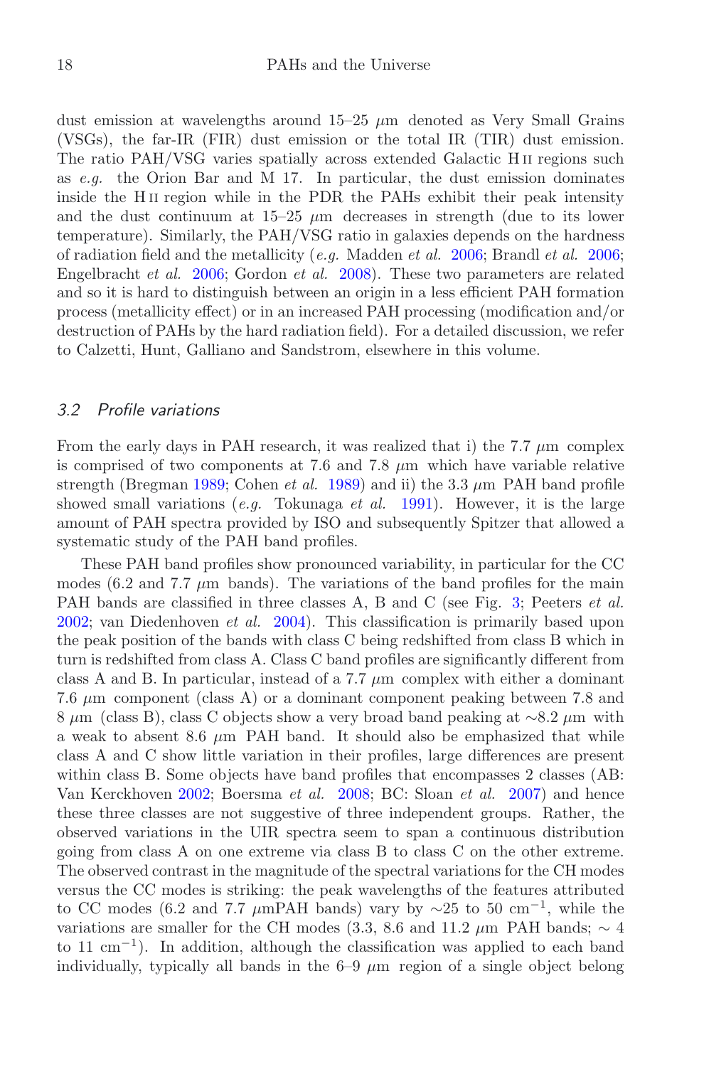dust emission at wavelengths around 15–25 $\mu$m denoted as Very Small Grains (VSGs), the far-IR (FIR) dust emission or the total IR (TIR) dust emission. The ratio PAH/VSG varies spatially across extended Galactic H II regions such as *e.g.* the Orion Bar and M 17. In particular, the dust emission dominates inside the H II region while in the PDR the PAHs exhibit their peak intensity and the dust continuum at 15–25 $\mu$m decreases in strength (due to its lower temperature). Similarly, the PAH/VSG ratio in galaxies depends on the hardness of radiation field and the metallicity (*e.g.* Madden *et al.* 2006; Brandl *et al.* 2006; Engelbracht *et al.* 2006; Gordon *et al.* 2008). These two parameters are related and so it is hard to distinguish between an origin in a less efficient PAH formation process (metallicity effect) or in an increased PAH processing (modification and/or destruction of PAHs by the hard radiation field). For a detailed discussion, we refer to Calzetti, Hunt, Galliano and Sandstrom, elsewhere in this volume.

### 3.2 Profile variations

From the early days in PAH research, it was realized that i) the 7.7 $\mu$m complex is comprised of two components at 7.6 and 7.8 $\mu$m which have variable relative strength (Bregman 1989; Cohen *et al.* 1989) and ii) the 3.3 $\mu$m PAH band profile showed small variations (*e.g.* Tokunaga *et al.* 1991). However, it is the large amount of PAH spectra provided by ISO and subsequently Spitzer that allowed a systematic study of the PAH band profiles.

These PAH band profiles show pronounced variability, in particular for the CC modes (6.2 and 7.7 $\mu$m bands). The variations of the band profiles for the main PAH bands are classified in three classes A, B and C (see Fig. 3; Peeters *et al.* 2002; van Diedenhoven *et al.* 2004). This classification is primarily based upon the peak position of the bands with class C being redshifted from class B which in turn is redshifted from class A. Class C band profiles are significantly different from class A and B. In particular, instead of a 7.7 $\mu$m complex with either a dominant 7.6 $\mu$m component (class A) or a dominant component peaking between 7.8 and 8 $\mu$m (class B), class C objects show a very broad band peaking at $\sim$8.2 $\mu$m with a weak to absent 8.6 $\mu$m PAH band. It should also be emphasized that while class A and C show little variation in their profiles, large differences are present within class B. Some objects have band profiles that encompasses 2 classes (AB: Van Kerckhoven 2002; Boersma *et al.* 2008; BC: Sloan *et al.* 2007) and hence these three classes are not suggestive of three independent groups. Rather, the observed variations in the UIR spectra seem to span a continuous distribution going from class A on one extreme via class B to class C on the other extreme. The observed contrast in the magnitude of the spectral variations for the CH modes versus the CC modes is striking: the peak wavelengths of the features attributed to CC modes (6.2 and 7.7 $\mu$mPAH bands) vary by $\sim$25 to 50 cm$^{-1}$, while the variations are smaller for the CH modes (3.3, 8.6 and 11.2 $\mu$m PAH bands; $\sim$ 4 to 11 cm$^{-1}$). In addition, although the classification was applied to each band individually, typically all bands in the 6–9 $\mu$m region of a single object belong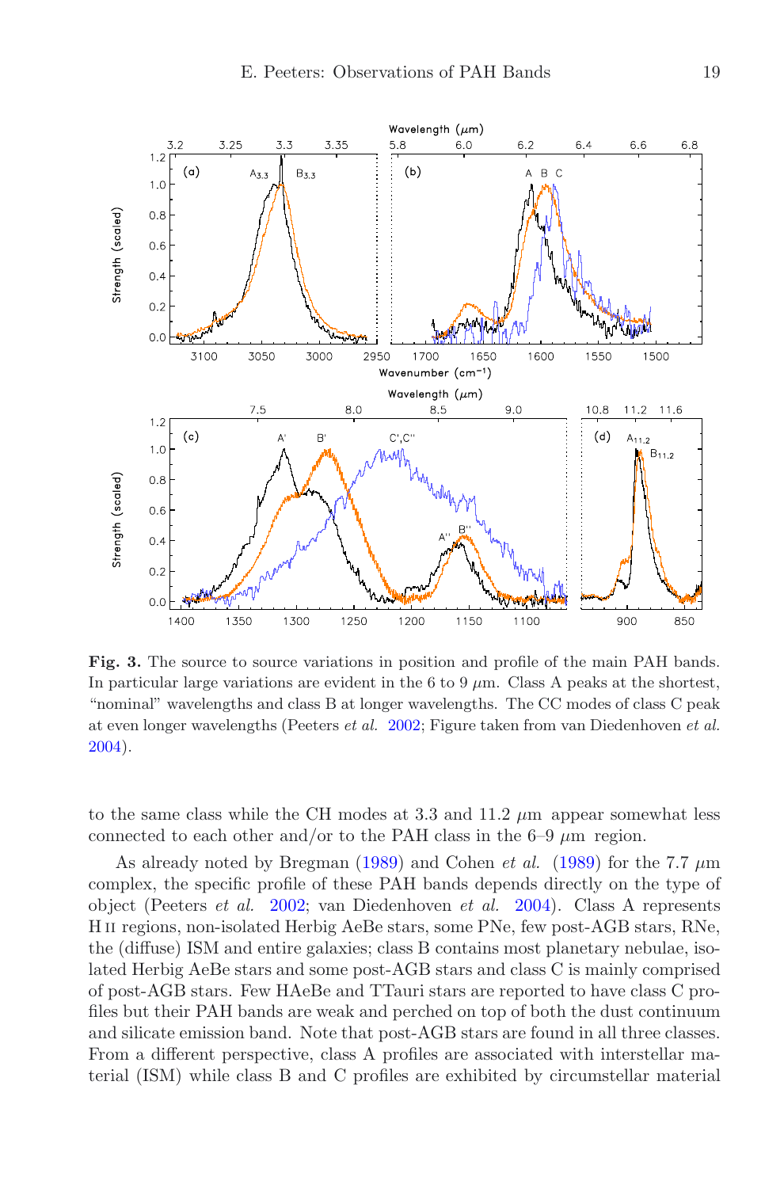**Fig. 3.** The source to source variations in position and profile of the main PAH bands. In particular large variations are evident in the 6 to 9 $\mu$m. Class A peaks at the shortest, "nominal" wavelengths and class B at longer wavelengths. The CC modes of class C peak at even longer wavelengths (Peeters *et al.* 2002; Figure taken from van Diedenhoven *et al.* 2004).

to the same class while the CH modes at 3.3 and 11.2 $\mu$m appear somewhat less connected to each other and/or to the PAH class in the 6–9 $\mu$m region.

As already noted by Bregman (1989) and Cohen *et al.* (1989) for the 7.7 $\mu$m complex, the specific profile of these PAH bands depends directly on the type of object (Peeters *et al.* 2002; van Diedenhoven *et al.* 2004). Class A represents H II regions, non-isolated Herbig AeBe stars, some PNe, few post-AGB stars, RNe, the (diffuse) ISM and entire galaxies; class B contains most planetary nebulae, isolated Herbig AeBe stars and some post-AGB stars and class C is mainly comprised of post-AGB stars. Few HAeBe and TTauri stars are reported to have class C profiles but their PAH bands are weak and perched on top of both the dust continuum and silicate emission band. Note that post-AGB stars are found in all three classes. From a different perspective, class A profiles are associated with interstellar material (ISM) while class B and C profiles are exhibited by circumstellar material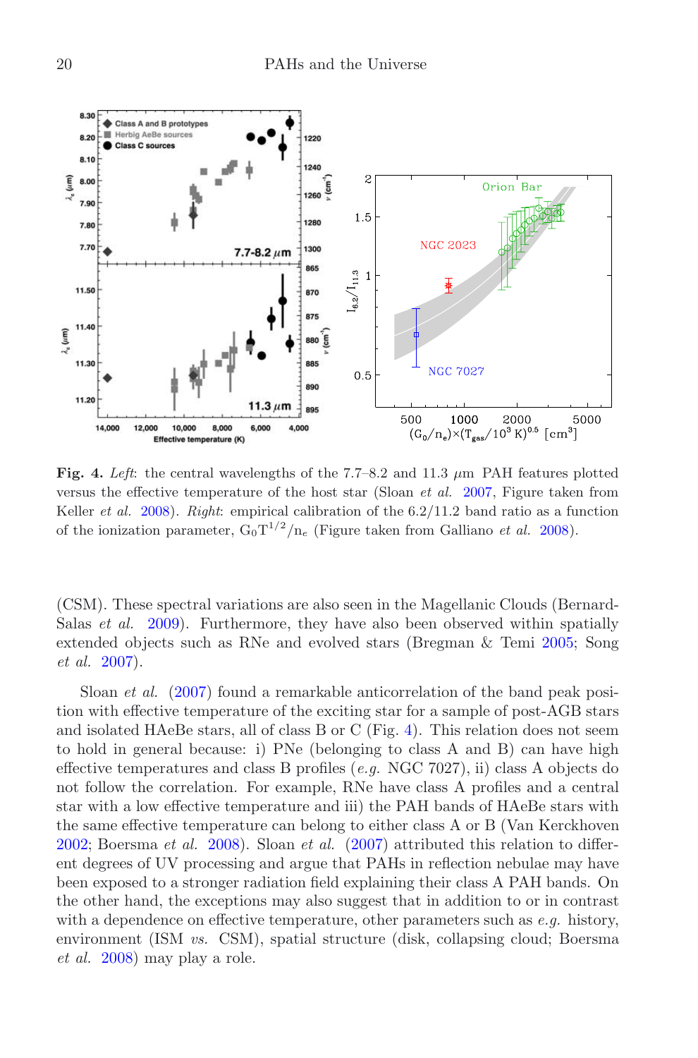**Fig. 4.** *Left*: the central wavelengths of the 7.7–8.2 and 11.3 $\mu$m PAH features plotted versus the effective temperature of the host star (Sloan *et al.* 2007, Figure taken from Keller *et al.* 2008). *Right*: empirical calibration of the 6.2/11.2 band ratio as a function of the ionization parameter, $G_0T^{1/2}/n_e$ (Figure taken from Galliano *et al.* 2008).

(CSM). These spectral variations are also seen in the Magellanic Clouds (Bernard-Salas *et al.* 2009). Furthermore, they have also been observed within spatially extended objects such as RNe and evolved stars (Bregman & Temi 2005; Song *et al.* 2007).

Sloan *et al.* (2007) found a remarkable anticorrelation of the band peak position with effective temperature of the exciting star for a sample of post-AGB stars and isolated HAeBe stars, all of class B or C (Fig. 4). This relation does not seem to hold in general because: i) PNe (belonging to class A and B) can have high effective temperatures and class B profiles (*e.g.* NGC 7027), ii) class A objects do not follow the correlation. For example, RNe have class A profiles and a central star with a low effective temperature and iii) the PAH bands of HAeBe stars with the same effective temperature can belong to either class A or B (Van Kerckhoven 2002; Boersma *et al.* 2008). Sloan *et al.* (2007) attributed this relation to different degrees of UV processing and argue that PAHs in reflection nebulae may have been exposed to a stronger radiation field explaining their class A PAH bands. On the other hand, the exceptions may also suggest that in addition to or in contrast with a dependence on effective temperature, other parameters such as *e.g.* history, environment (ISM *vs.* CSM), spatial structure (disk, collapsing cloud; Boersma *et al.* 2008) may play a role.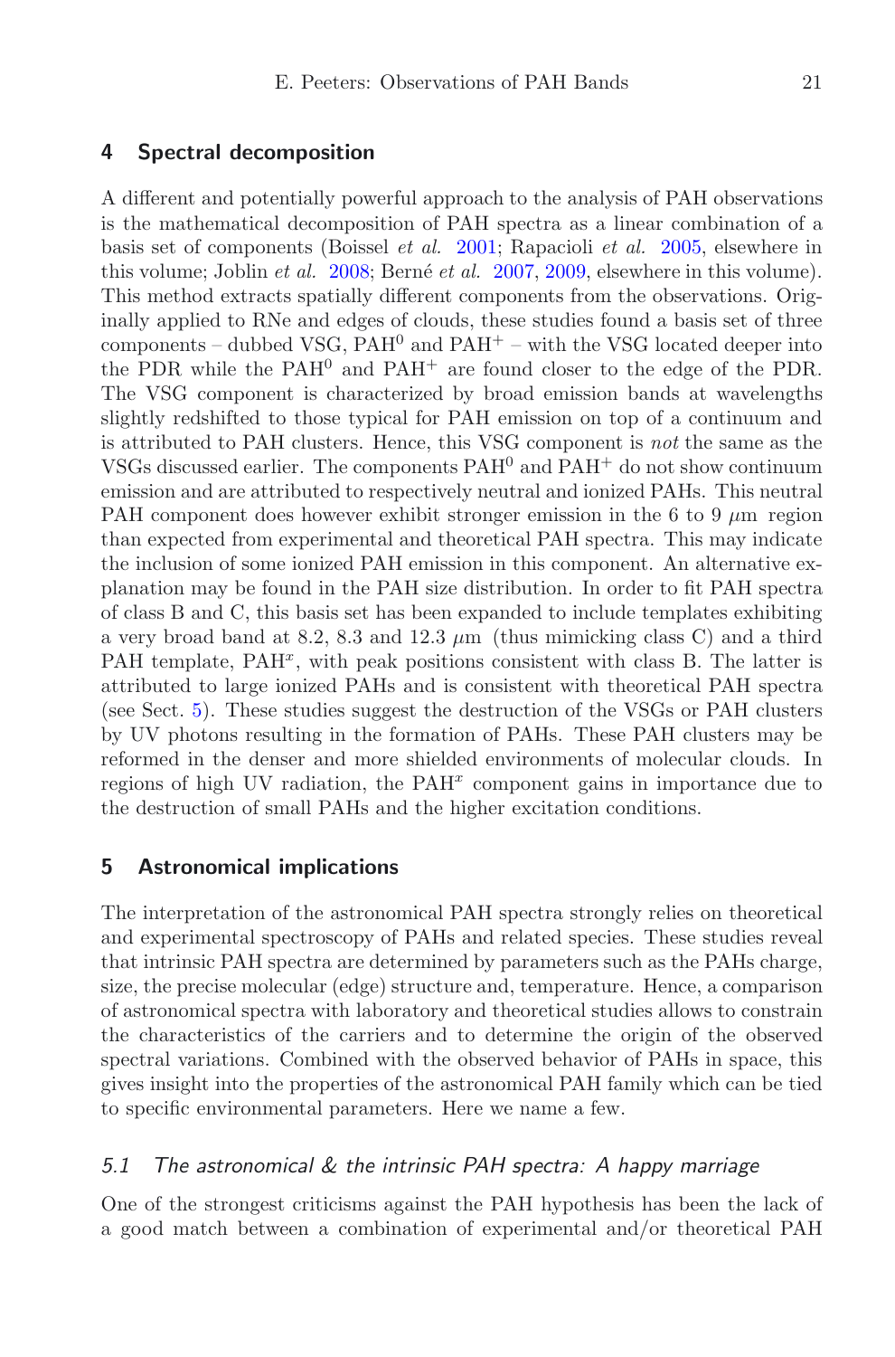## 4 Spectral decomposition

A different and potentially powerful approach to the analysis of PAH observations is the mathematical decomposition of PAH spectra as a linear combination of a basis set of components (Boissel *et al.* 2001; Rapacioli *et al.* 2005, elsewhere in this volume; Joblin *et al.* 2008; Berné *et al.* 2007, 2009, elsewhere in this volume). This method extracts spatially different components from the observations. Originally applied to RNe and edges of clouds, these studies found a basis set of three components – dubbed VSG, $PAH^0$ and $PAH^+$ – with the VSG located deeper into the PDR while the $PAH^0$ and $PAH^+$ are found closer to the edge of the PDR. The VSG component is characterized by broad emission bands at wavelengths slightly redshifted to those typical for PAH emission on top of a continuum and is attributed to PAH clusters. Hence, this VSG component is *not* the same as the VSGs discussed earlier. The components $PAH^0$ and $PAH^+$ do not show continuum emission and are attributed to respectively neutral and ionized PAHs. This neutral PAH component does however exhibit stronger emission in the 6 to 9 $\mu$m region than expected from experimental and theoretical PAH spectra. This may indicate the inclusion of some ionized PAH emission in this component. An alternative explanation may be found in the PAH size distribution. In order to fit PAH spectra of class B and C, this basis set has been expanded to include templates exhibiting a very broad band at 8.2, 8.3 and 12.3 $\mu$m (thus mimicking class C) and a third PAH template, $PAH^x$, with peak positions consistent with class B. The latter is attributed to large ionized PAHs and is consistent with theoretical PAH spectra (see Sect. 5). These studies suggest the destruction of the VSGs or PAH clusters by UV photons resulting in the formation of PAHs. These PAH clusters may be reformed in the denser and more shielded environments of molecular clouds. In regions of high UV radiation, the $PAH^x$ component gains in importance due to the destruction of small PAHs and the higher excitation conditions.

## 5 Astronomical implications

The interpretation of the astronomical PAH spectra strongly relies on theoretical and experimental spectroscopy of PAHs and related species. These studies reveal that intrinsic PAH spectra are determined by parameters such as the PAHs charge, size, the precise molecular (edge) structure and, temperature. Hence, a comparison of astronomical spectra with laboratory and theoretical studies allows to constrain the characteristics of the carriers and to determine the origin of the observed spectral variations. Combined with the observed behavior of PAHs in space, this gives insight into the properties of the astronomical PAH family which can be tied to specific environmental parameters. Here we name a few.

### *5.1 The astronomical & the intrinsic PAH spectra: A happy marriage*

One of the strongest criticisms against the PAH hypothesis has been the lack of a good match between a combination of experimental and/or theoretical PAH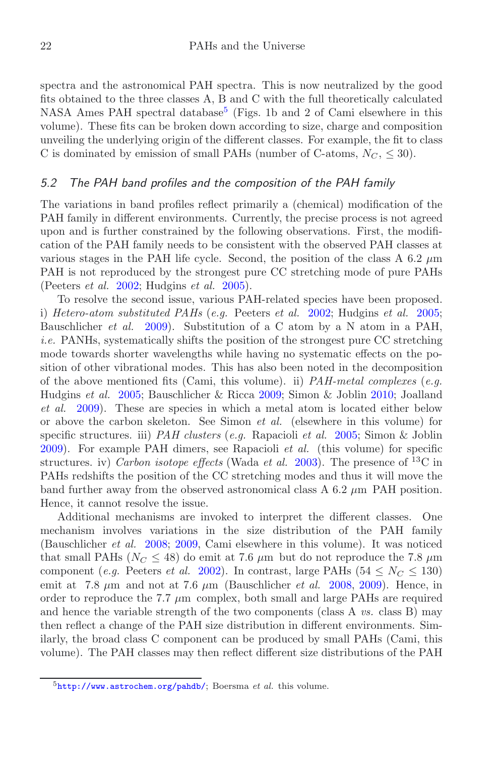spectra and the astronomical PAH spectra. This is now neutralized by the good fits obtained to the three classes A, B and C with the full theoretically calculated NASA Ames PAH spectral database[5] (Figs. 1b and 2 of Cami elsewhere in this volume). These fits can be broken down according to size, charge and composition unveiling the underlying origin of the different classes. For example, the fit to class C is dominated by emission of small PAHs (number of C-atoms, $N_C$, $\leq 30$).

### *5.2 The PAH band profiles and the composition of the PAH family*

The variations in band profiles reflect primarily a (chemical) modification of the PAH family in different environments. Currently, the precise process is not agreed upon and is further constrained by the following observations. First, the modification of the PAH family needs to be consistent with the observed PAH classes at various stages in the PAH life cycle. Second, the position of the class A 6.2 $\mu$m PAH is not reproduced by the strongest pure CC stretching mode of pure PAHs (Peeters *et al.* 2002; Hudgins *et al.* 2005).

To resolve the second issue, various PAH-related species have been proposed. i) *Hetero-atom substituted PAHs* (*e.g.* Peeters *et al.* 2002; Hudgins *et al.* 2005; Bauschlicher *et al.* 2009). Substitution of a C atom by a N atom in a PAH, *i.e.* PANHs, systematically shifts the position of the strongest pure CC stretching mode towards shorter wavelengths while having no systematic effects on the position of other vibrational modes. This has also been noted in the decomposition of the above mentioned fits (Cami, this volume). ii) *PAH-metal complexes* (*e.g.* Hudgins *et al.* 2005; Bauschlicher & Ricca 2009; Simon & Joblin 2010; Joalland *et al.* 2009). These are species in which a metal atom is located either below or above the carbon skeleton. See Simon *et al.* (elsewhere in this volume) for specific structures. iii) *PAH clusters* (*e.g.* Rapacioli *et al.* 2005; Simon & Joblin 2009). For example PAH dimers, see Rapacioli *et al.* (this volume) for specific structures. iv) *Carbon isotope effects* (Wada *et al.* 2003). The presence of $^{13}$C in PAHs redshifts the position of the CC stretching modes and thus it will move the band further away from the observed astronomical class A 6.2 $\mu$m PAH position. Hence, it cannot resolve the issue.

Additional mechanisms are invoked to interpret the different classes. One mechanism involves variations in the size distribution of the PAH family (Bauschlicher *et al.* 2008; 2009, Cami elsewhere in this volume). It was noticed that small PAHs ($N_C \leq 48$) do emit at 7.6 $\mu$m but do not reproduce the 7.8 $\mu$m component (*e.g.* Peeters *et al.* 2002). In contrast, large PAHs ($54 \leq N_C \leq 130$) emit at 7.8 $\mu$m and not at 7.6 $\mu$m (Bauschlicher *et al.* 2008, 2009). Hence, in order to reproduce the 7.7 $\mu$m complex, both small and large PAHs are required and hence the variable strength of the two components (class A *vs.* class B) may then reflect a change of the PAH size distribution in different environments. Similarly, the broad class C component can be produced by small PAHs (Cami, this volume). The PAH classes may then reflect different size distributions of the PAH

[5] http://www.astrochem.org/pahdb/; Boersma *et al.* this volume.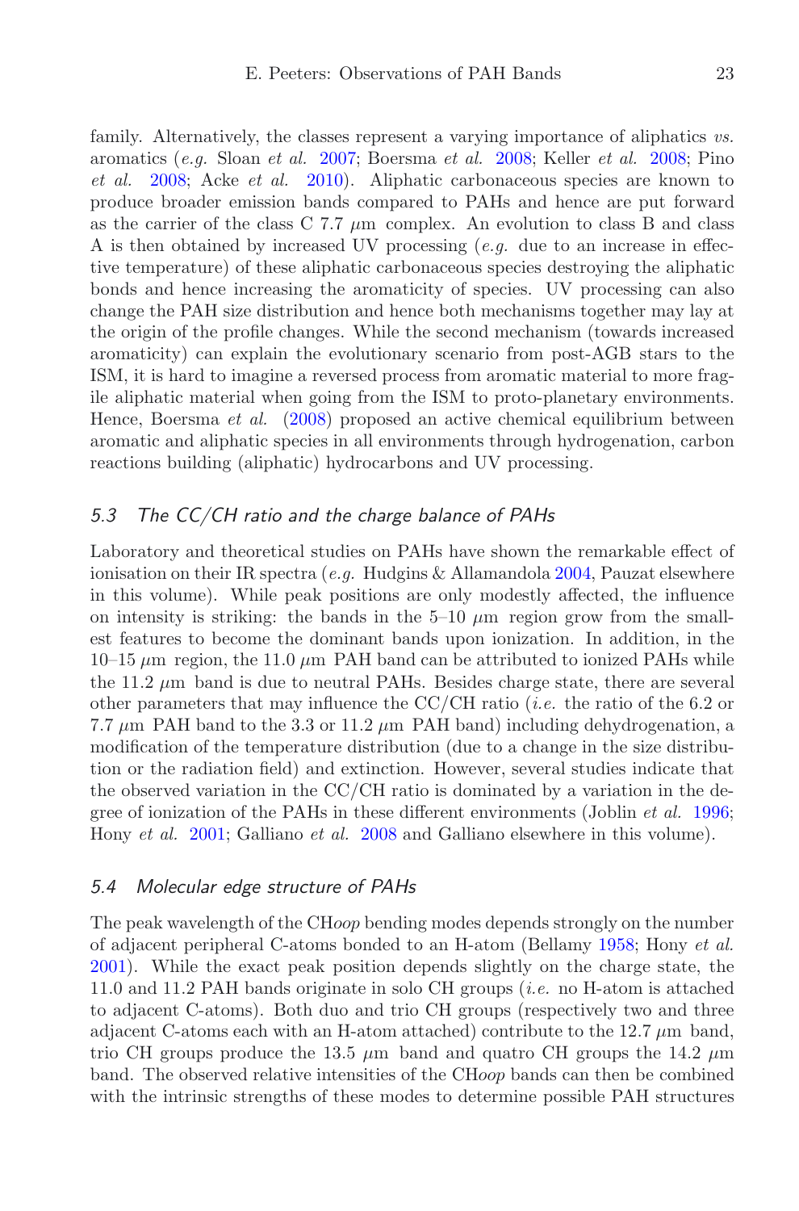family. Alternatively, the classes represent a varying importance of aliphatics *vs.* aromatics (*e.g.* Sloan *et al.* 2007; Boersma *et al.* 2008; Keller *et al.* 2008; Pino *et al.* 2008; Acke *et al.* 2010). Aliphatic carbonaceous species are known to produce broader emission bands compared to PAHs and hence are put forward as the carrier of the class C 7.7 $\mu$m complex. An evolution to class B and class A is then obtained by increased UV processing (*e.g.* due to an increase in effective temperature) of these aliphatic carbonaceous species destroying the aliphatic bonds and hence increasing the aromaticity of species. UV processing can also change the PAH size distribution and hence both mechanisms together may lay at the origin of the profile changes. While the second mechanism (towards increased aromaticity) can explain the evolutionary scenario from post-AGB stars to the ISM, it is hard to imagine a reversed process from aromatic material to more fragile aliphatic material when going from the ISM to proto-planetary environments. Hence, Boersma *et al.* (2008) proposed an active chemical equilibrium between aromatic and aliphatic species in all environments through hydrogenation, carbon reactions building (aliphatic) hydrocarbons and UV processing.

### *5.3 The CC/CH ratio and the charge balance of PAHs*

Laboratory and theoretical studies on PAHs have shown the remarkable effect of ionisation on their IR spectra (*e.g.* Hudgins & Allamandola 2004, Pauzat elsewhere in this volume). While peak positions are only modestly affected, the influence on intensity is striking: the bands in the 5–10 $\mu$m region grow from the smallest features to become the dominant bands upon ionization. In addition, in the 10–15 $\mu$m region, the 11.0 $\mu$m PAH band can be attributed to ionized PAHs while the 11.2 $\mu$m band is due to neutral PAHs. Besides charge state, there are several other parameters that may influence the CC/CH ratio (*i.e.* the ratio of the 6.2 or 7.7 $\mu$m PAH band to the 3.3 or 11.2 $\mu$m PAH band) including dehydrogenation, a modification of the temperature distribution (due to a change in the size distribution or the radiation field) and extinction. However, several studies indicate that the observed variation in the CC/CH ratio is dominated by a variation in the degree of ionization of the PAHs in these different environments (Joblin *et al.* 1996; Hony *et al.* 2001; Galliano *et al.* 2008 and Galliano elsewhere in this volume).

### *5.4 Molecular edge structure of PAHs*

The peak wavelength of the CH*oop* bending modes depends strongly on the number of adjacent peripheral C-atoms bonded to an H-atom (Bellamy 1958; Hony *et al.* 2001). While the exact peak position depends slightly on the charge state, the 11.0 and 11.2 PAH bands originate in solo CH groups (*i.e.* no H-atom is attached to adjacent C-atoms). Both duo and trio CH groups (respectively two and three adjacent C-atoms each with an H-atom attached) contribute to the 12.7 $\mu$m band, trio CH groups produce the 13.5 $\mu$m band and quatro CH groups the 14.2 $\mu$m band. The observed relative intensities of the CH*oop* bands can then be combined with the intrinsic strengths of these modes to determine possible PAH structures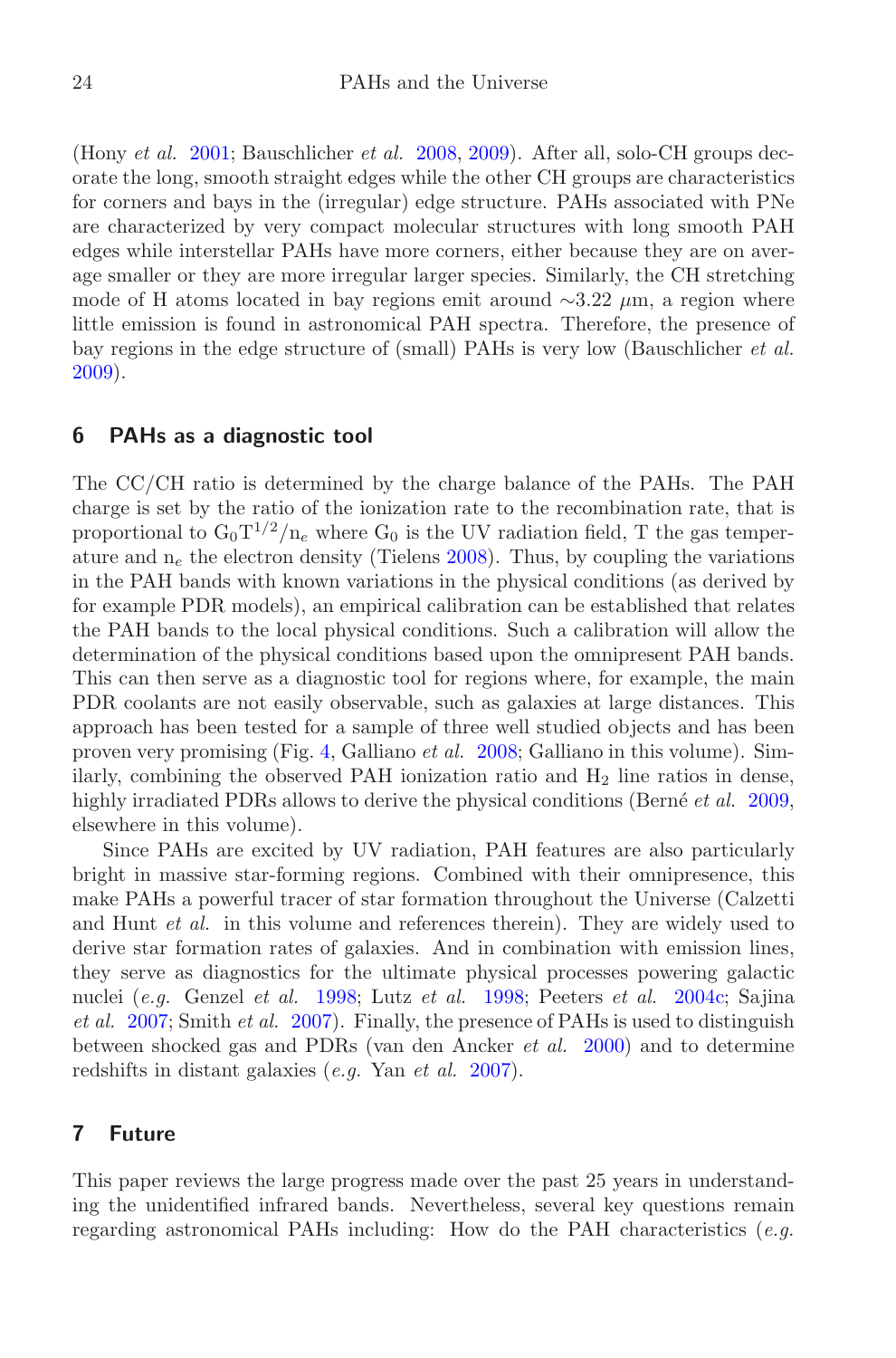(Hony *et al.* 2001; Bauschlicher *et al.* 2008, 2009). After all, solo-CH groups decorate the long, smooth straight edges while the other CH groups are characteristics for corners and bays in the (irregular) edge structure. PAHs associated with PNe are characterized by very compact molecular structures with long smooth PAH edges while interstellar PAHs have more corners, either because they are on average smaller or they are more irregular larger species. Similarly, the CH stretching mode of H atoms located in bay regions emit around ∼3.22 $\mu$m, a region where little emission is found in astronomical PAH spectra. Therefore, the presence of bay regions in the edge structure of (small) PAHs is very low (Bauschlicher *et al.* 2009).

## 6 PAHs as a diagnostic tool

The CC/CH ratio is determined by the charge balance of the PAHs. The PAH charge is set by the ratio of the ionization rate to the recombination rate, that is proportional to $G_0 T^{1/2}/n_e$ where $G_0$ is the UV radiation field, T the gas temperature and $n_e$ the electron density (Tielens 2008). Thus, by coupling the variations in the PAH bands with known variations in the physical conditions (as derived by for example PDR models), an empirical calibration can be established that relates the PAH bands to the local physical conditions. Such a calibration will allow the determination of the physical conditions based upon the omnipresent PAH bands. This can then serve as a diagnostic tool for regions where, for example, the main PDR coolants are not easily observable, such as galaxies at large distances. This approach has been tested for a sample of three well studied objects and has been proven very promising (Fig. 4, Galliano *et al.* 2008; Galliano in this volume). Similarly, combining the observed PAH ionization ratio and $H_2$ line ratios in dense, highly irradiated PDRs allows to derive the physical conditions (Berné *et al.* 2009, elsewhere in this volume).

Since PAHs are excited by UV radiation, PAH features are also particularly bright in massive star-forming regions. Combined with their omnipresence, this make PAHs a powerful tracer of star formation throughout the Universe (Calzetti and Hunt *et al.* in this volume and references therein). They are widely used to derive star formation rates of galaxies. And in combination with emission lines, they serve as diagnostics for the ultimate physical processes powering galactic nuclei (*e.g.* Genzel *et al.* 1998; Lutz *et al.* 1998; Peeters *et al.* 2004c; Sajina *et al.* 2007; Smith *et al.* 2007). Finally, the presence of PAHs is used to distinguish between shocked gas and PDRs (van den Ancker *et al.* 2000) and to determine redshifts in distant galaxies (*e.g.* Yan *et al.* 2007).

## 7 Future

This paper reviews the large progress made over the past 25 years in understanding the unidentified infrared bands. Nevertheless, several key questions remain regarding astronomical PAHs including: How do the PAH characteristics (*e.g.*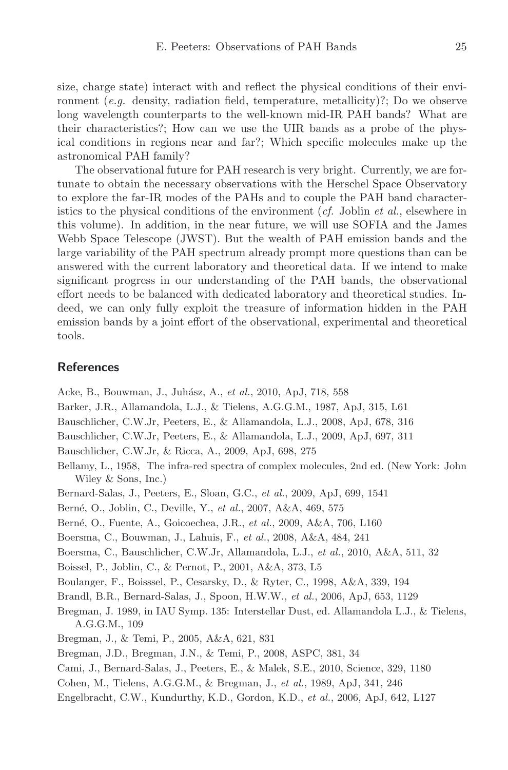size, charge state) interact with and reflect the physical conditions of their environment (*e.g.* density, radiation field, temperature, metallicity)?; Do we observe long wavelength counterparts to the well-known mid-IR PAH bands? What are their characteristics?; How can we use the UIR bands as a probe of the physical conditions in regions near and far?; Which specific molecules make up the astronomical PAH family?

The observational future for PAH research is very bright. Currently, we are fortunate to obtain the necessary observations with the Herschel Space Observatory to explore the far-IR modes of the PAHs and to couple the PAH band characteristics to the physical conditions of the environment (*cf.* Joblin *et al.*, elsewhere in this volume). In addition, in the near future, we will use SOFIA and the James Webb Space Telescope (JWST). But the wealth of PAH emission bands and the large variability of the PAH spectrum already prompt more questions than can be answered with the current laboratory and theoretical data. If we intend to make significant progress in our understanding of the PAH bands, the observational effort needs to be balanced with dedicated laboratory and theoretical studies. Indeed, we can only fully exploit the treasure of information hidden in the PAH emission bands by a joint effort of the observational, experimental and theoretical tools.

## References

Acke, B., Bouwman, J., Juhász, A., *et al.*, 2010, ApJ, 718, 558

Barker, J.R., Allamandola, L.J., & Tielens, A.G.G.M., 1987, ApJ, 315, L61

Bauschlicher, C.W.Jr, Peeters, E., & Allamandola, L.J., 2008, ApJ, 678, 316

Bauschlicher, C.W.Jr, Peeters, E., & Allamandola, L.J., 2009, ApJ, 697, 311

Bauschlicher, C.W.Jr, & Ricca, A., 2009, ApJ, 698, 275

Bellamy, L., 1958, The infra-red spectra of complex molecules, 2nd ed. (New York: John Wiley & Sons, Inc.)

Bernard-Salas, J., Peeters, E., Sloan, G.C., *et al.*, 2009, ApJ, 699, 1541

Berné, O., Joblin, C., Deville, Y., *et al.*, 2007, A&A, 469, 575

Berné, O., Fuente, A., Goicoechea, J.R., *et al.*, 2009, A&A, 706, L160

Boersma, C., Bouwman, J., Lahuis, F., *et al.*, 2008, A&A, 484, 241

Boersma, C., Bauschlicher, C.W.Jr, Allamandola, L.J., *et al.*, 2010, A&A, 511, 32

Boissel, P., Joblin, C., & Pernot, P., 2001, A&A, 373, L5

Boulanger, F., Boisssel, P., Cesarsky, D., & Ryter, C., 1998, A&A, 339, 194

Brandl, B.R., Bernard-Salas, J., Spoon, H.W.W., *et al.*, 2006, ApJ, 653, 1129

Bregman, J. 1989, in IAU Symp. 135: Interstellar Dust, ed. Allamandola L.J., & Tielens, A.G.G.M., 109

Bregman, J., & Temi, P., 2005, A&A, 621, 831

Bregman, J.D., Bregman, J.N., & Temi, P., 2008, ASPC, 381, 34

Cami, J., Bernard-Salas, J., Peeters, E., & Malek, S.E., 2010, Science, 329, 1180

Cohen, M., Tielens, A.G.G.M., & Bregman, J., *et al.*, 1989, ApJ, 341, 246

Engelbracht, C.W., Kundurthy, K.D., Gordon, K.D., *et al.*, 2006, ApJ, 642, L127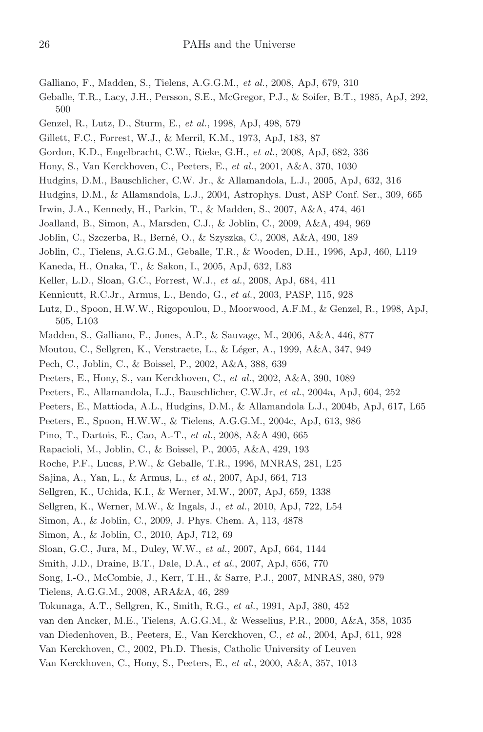Galliano, F., Madden, S., Tielens, A.G.G.M., *et al.*, 2008, ApJ, 679, 310

Geballe, T.R., Lacy, J.H., Persson, S.E., McGregor, P.J., & Soifer, B.T., 1985, ApJ, 292, 500

Genzel, R., Lutz, D., Sturm, E., *et al.*, 1998, ApJ, 498, 579

Gillett, F.C., Forrest, W.J., & Merril, K.M., 1973, ApJ, 183, 87

Gordon, K.D., Engelbracht, C.W., Rieke, G.H., *et al.*, 2008, ApJ, 682, 336

Hony, S., Van Kerckhoven, C., Peeters, E., *et al.*, 2001, A&A, 370, 1030

Hudgins, D.M., Bauschlicher, C.W. Jr., & Allamandola, L.J., 2005, ApJ, 632, 316

Hudgins, D.M., & Allamandola, L.J., 2004, Astrophys. Dust, ASP Conf. Ser., 309, 665

Irwin, J.A., Kennedy, H., Parkin, T., & Madden, S., 2007, A&A, 474, 461

Joalland, B., Simon, A., Marsden, C.J., & Joblin, C., 2009, A&A, 494, 969

Joblin, C., Szczerba, R., Berné, O., & Szyszka, C., 2008, A&A, 490, 189

Joblin, C., Tielens, A.G.G.M., Geballe, T.R., & Wooden, D.H., 1996, ApJ, 460, L119

Kaneda, H., Onaka, T., & Sakon, I., 2005, ApJ, 632, L83

Keller, L.D., Sloan, G.C., Forrest, W.J., *et al.*, 2008, ApJ, 684, 411

Kennicutt, R.C.Jr., Armus, L., Bendo, G., *et al.*, 2003, PASP, 115, 928

Lutz, D., Spoon, H.W.W., Rigopoulou, D., Moorwood, A.F.M., & Genzel, R., 1998, ApJ, 505, L103

Madden, S., Galliano, F., Jones, A.P., & Sauvage, M., 2006, A&A, 446, 877

Moutou, C., Sellgren, K., Verstraete, L., & Léger, A., 1999, A&A, 347, 949

Pech, C., Joblin, C., & Boissel, P., 2002, A&A, 388, 639

Peeters, E., Hony, S., van Kerckhoven, C., *et al.*, 2002, A&A, 390, 1089

Peeters, E., Allamandola, L.J., Bauschlicher, C.W.Jr, *et al.*, 2004a, ApJ, 604, 252

Peeters, E., Mattioda, A.L., Hudgins, D.M., & Allamandola L.J., 2004b, ApJ, 617, L65

Peeters, E., Spoon, H.W.W., & Tielens, A.G.G.M., 2004c, ApJ, 613, 986

Pino, T., Dartois, E., Cao, A.-T., *et al.*, 2008, A&A 490, 665

Rapacioli, M., Joblin, C., & Boissel, P., 2005, A&A, 429, 193

Roche, P.F., Lucas, P.W., & Geballe, T.R., 1996, MNRAS, 281, L25

Sajina, A., Yan, L., & Armus, L., *et al.*, 2007, ApJ, 664, 713

Sellgren, K., Uchida, K.I., & Werner, M.W., 2007, ApJ, 659, 1338

Sellgren, K., Werner, M.W., & Ingals, J., *et al.*, 2010, ApJ, 722, L54

Simon, A., & Joblin, C., 2009, J. Phys. Chem. A, 113, 4878

Simon, A., & Joblin, C., 2010, ApJ, 712, 69

Sloan, G.C., Jura, M., Duley, W.W., *et al.*, 2007, ApJ, 664, 1144

Smith, J.D., Draine, B.T., Dale, D.A., *et al.*, 2007, ApJ, 656, 770

Song, I.-O., McCombie, J., Kerr, T.H., & Sarre, P.J., 2007, MNRAS, 380, 979

Tielens, A.G.G.M., 2008, ARA&A, 46, 289

Tokunaga, A.T., Sellgren, K., Smith, R.G., *et al.*, 1991, ApJ, 380, 452

van den Ancker, M.E., Tielens, A.G.G.M., & Wesselius, P.R., 2000, A&A, 358, 1035

van Diedenhoven, B., Peeters, E., Van Kerckhoven, C., *et al.*, 2004, ApJ, 611, 928

Van Kerckhoven, C., 2002, Ph.D. Thesis, Catholic University of Leuven

Van Kerckhoven, C., Hony, S., Peeters, E., *et al.*, 2000, A&A, 357, 1013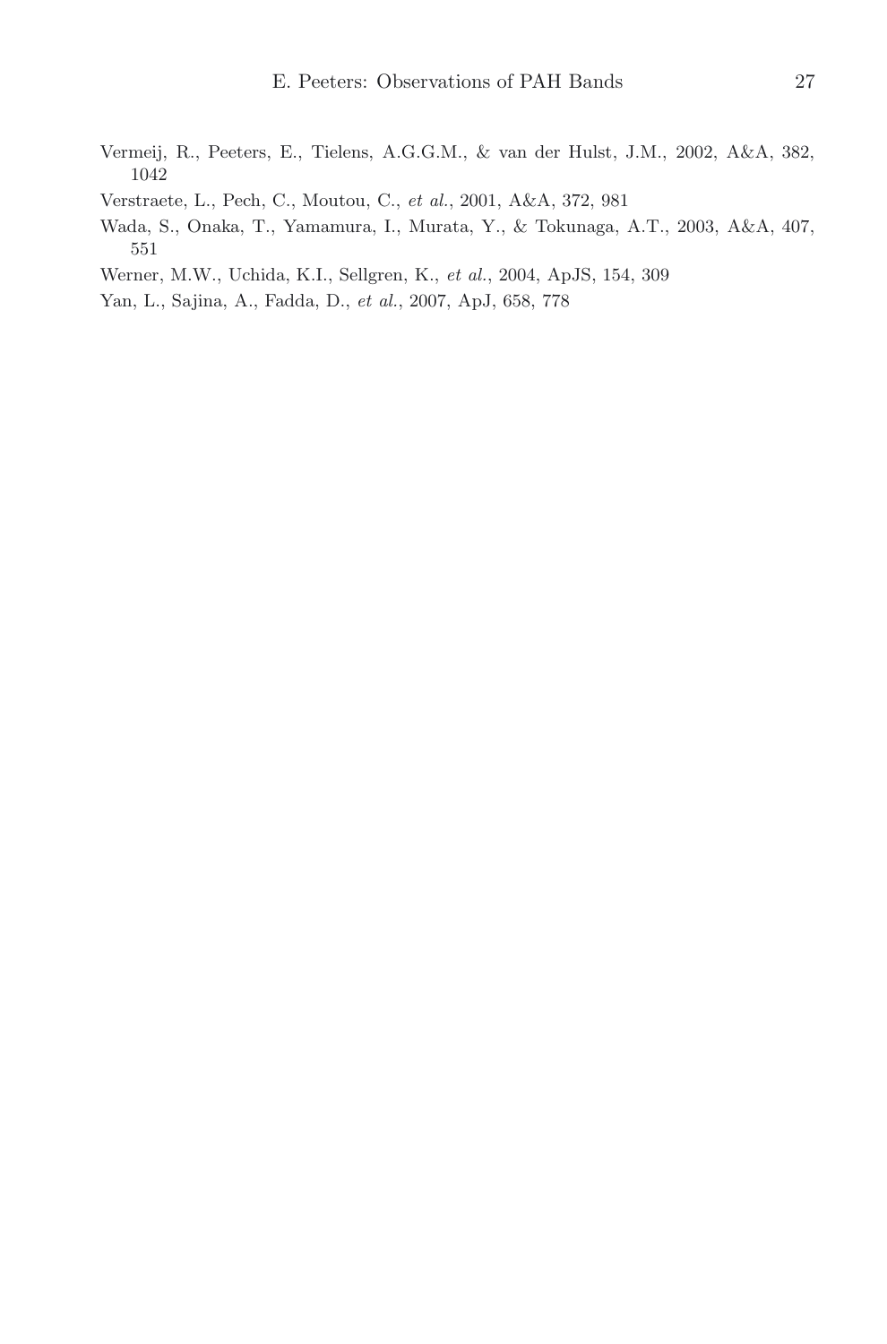Vermeij, R., Peeters, E., Tielens, A.G.G.M., & van der Hulst, J.M., 2002, A&A, 382, 1042

Verstraete, L., Pech, C., Moutou, C., *et al.*, 2001, A&A, 372, 981

Wada, S., Onaka, T., Yamamura, I., Murata, Y., & Tokunaga, A.T., 2003, A&A, 407, 551

Werner, M.W., Uchida, K.I., Sellgren, K., *et al.*, 2004, ApJS, 154, 309

Yan, L., Sajina, A., Fadda, D., *et al.*, 2007, ApJ, 658, 778